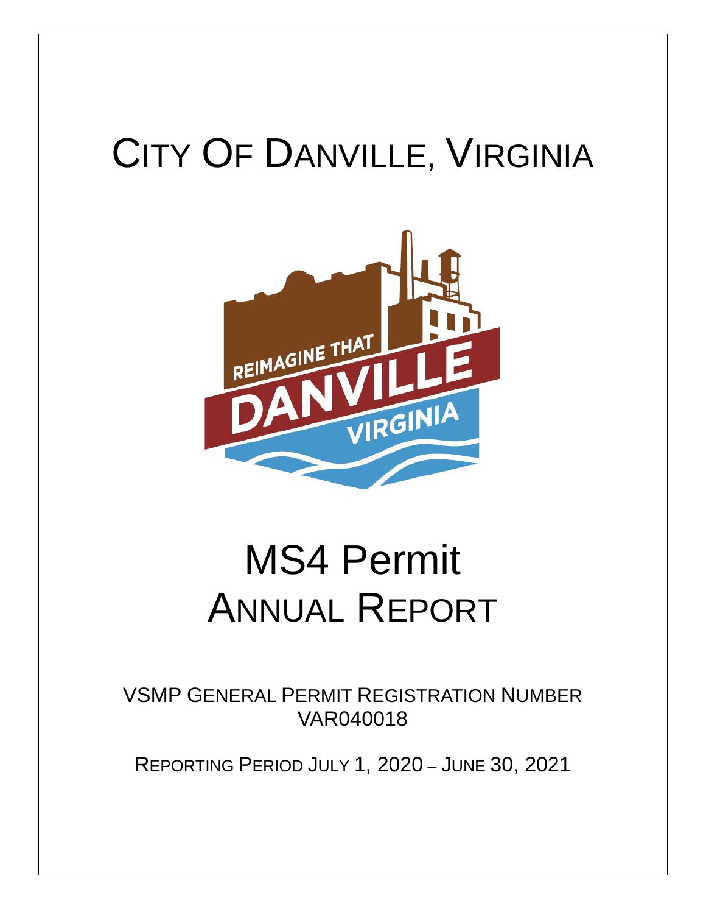# City Of Danville, Virginia

# MS4 Permit Annual Report

VSMP General Permit Registration Number VAR040018

Reporting Period July 1, 2020 – June 30, 2021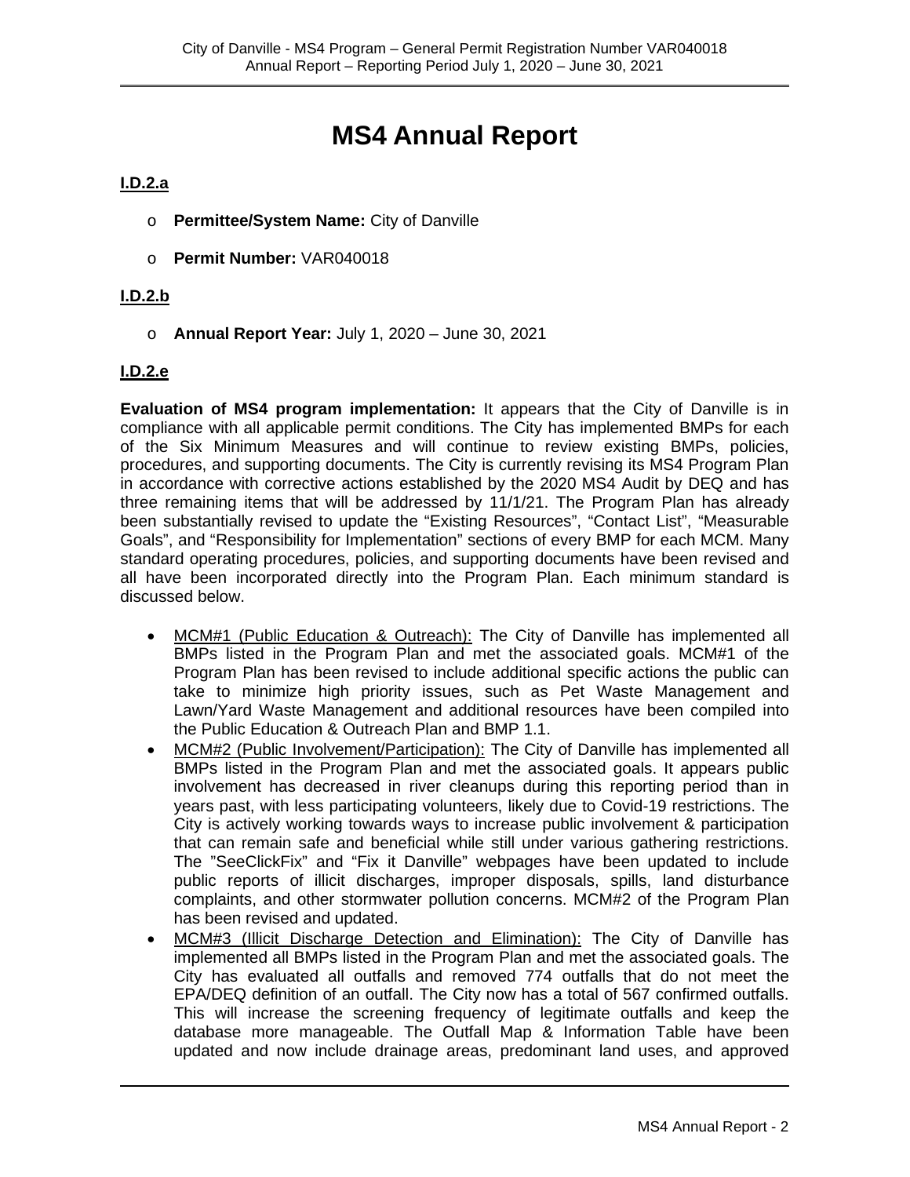# MS4 Annual Report

**I.D.2.a**

- **Permittee/System Name:** City of Danville
- **Permit Number:** VAR040018

**I.D.2.b**

- **Annual Report Year:** July 1, 2020 – June 30, 2021

**I.D.2.e**

**Evaluation of MS4 program implementation:** It appears that the City of Danville is in compliance with all applicable permit conditions. The City has implemented BMPs for each of the Six Minimum Measures and will continue to review existing BMPs, policies, procedures, and supporting documents. The City is currently revising its MS4 Program Plan in accordance with corrective actions established by the 2020 MS4 Audit by DEQ and has three remaining items that will be addressed by 11/1/21. The Program Plan has already been substantially revised to update the "Existing Resources", "Contact List", "Measurable Goals", and "Responsibility for Implementation" sections of every BMP for each MCM. Many standard operating procedures, policies, and supporting documents have been revised and all have been incorporated directly into the Program Plan. Each minimum standard is discussed below.

- MCM#1 (Public Education & Outreach): The City of Danville has implemented all BMPs listed in the Program Plan and met the associated goals. MCM#1 of the Program Plan has been revised to include additional specific actions the public can take to minimize high priority issues, such as Pet Waste Management and Lawn/Yard Waste Management and additional resources have been compiled into the Public Education & Outreach Plan and BMP 1.1.
- MCM#2 (Public Involvement/Participation): The City of Danville has implemented all BMPs listed in the Program Plan and met the associated goals. It appears public involvement has decreased in river cleanups during this reporting period than in years past, with less participating volunteers, likely due to Covid-19 restrictions. The City is actively working towards ways to increase public involvement & participation that can remain safe and beneficial while still under various gathering restrictions. The "SeeClickFix" and "Fix it Danville" webpages have been updated to include public reports of illicit discharges, improper disposals, spills, land disturbance complaints, and other stormwater pollution concerns. MCM#2 of the Program Plan has been revised and updated.
- MCM#3 (Illicit Discharge Detection and Elimination): The City of Danville has implemented all BMPs listed in the Program Plan and met the associated goals. The City has evaluated all outfalls and removed 774 outfalls that do not meet the EPA/DEQ definition of an outfall. The City now has a total of 567 confirmed outfalls. This will increase the screening frequency of legitimate outfalls and keep the database more manageable. The Outfall Map & Information Table have been updated and now include drainage areas, predominant land uses, and approved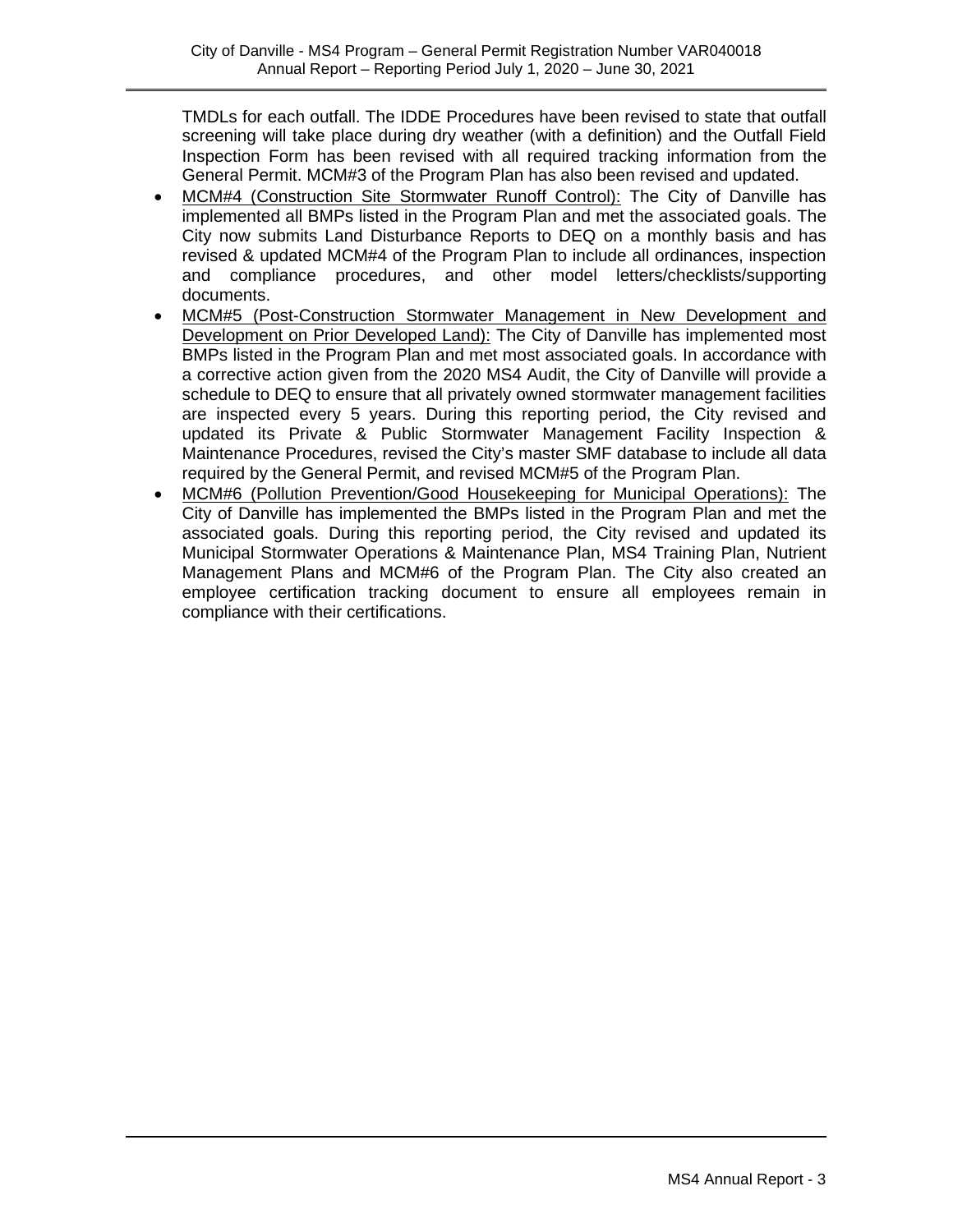TMDLs for each outfall. The IDDE Procedures have been revised to state that outfall screening will take place during dry weather (with a definition) and the Outfall Field Inspection Form has been revised with all required tracking information from the General Permit. MCM#3 of the Program Plan has also been revised and updated.

- <u>MCM#4 (Construction Site Stormwater Runoff Control):</u> The City of Danville has implemented all BMPs listed in the Program Plan and met the associated goals. The City now submits Land Disturbance Reports to DEQ on a monthly basis and has revised & updated MCM#4 of the Program Plan to include all ordinances, inspection and compliance procedures, and other model letters/checklists/supporting documents.
- <u>MCM#5 (Post-Construction Stormwater Management in New Development and Development on Prior Developed Land):</u> The City of Danville has implemented most BMPs listed in the Program Plan and met most associated goals. In accordance with a corrective action given from the 2020 MS4 Audit, the City of Danville will provide a schedule to DEQ to ensure that all privately owned stormwater management facilities are inspected every 5 years. During this reporting period, the City revised and updated its Private & Public Stormwater Management Facility Inspection & Maintenance Procedures, revised the City's master SMF database to include all data required by the General Permit, and revised MCM#5 of the Program Plan.
- <u>MCM#6 (Pollution Prevention/Good Housekeeping for Municipal Operations):</u> The City of Danville has implemented the BMPs listed in the Program Plan and met the associated goals. During this reporting period, the City revised and updated its Municipal Stormwater Operations & Maintenance Plan, MS4 Training Plan, Nutrient Management Plans and MCM#6 of the Program Plan. The City also created an employee certification tracking document to ensure all employees remain in compliance with their certifications.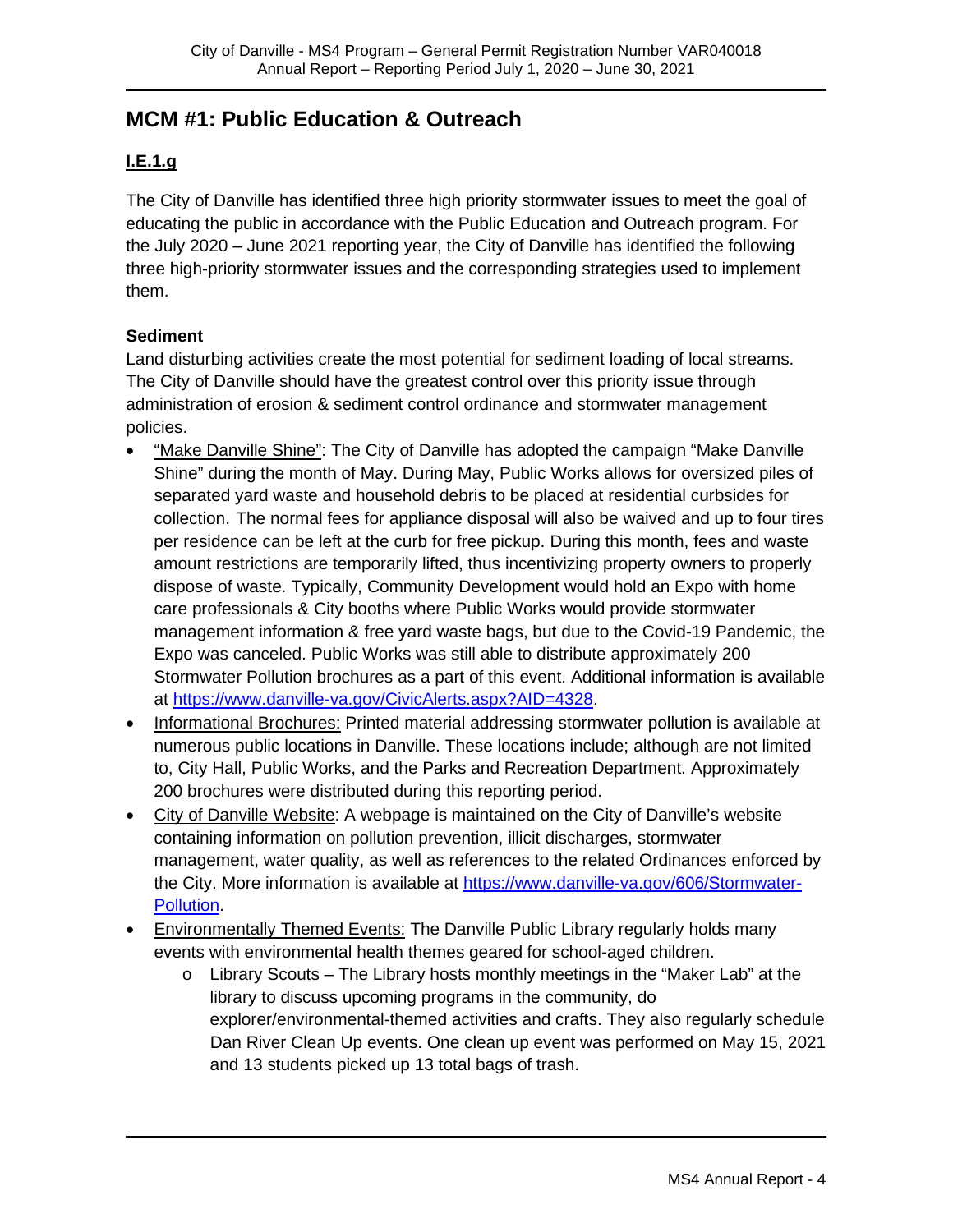## MCM #1: Public Education & Outreach

### I.E.1.g

The City of Danville has identified three high priority stormwater issues to meet the goal of educating the public in accordance with the Public Education and Outreach program. For the July 2020 – June 2021 reporting year, the City of Danville has identified the following three high-priority stormwater issues and the corresponding strategies used to implement them.

**Sediment**

Land disturbing activities create the most potential for sediment loading of local streams. The City of Danville should have the greatest control over this priority issue through administration of erosion & sediment control ordinance and stormwater management policies.

- "Make Danville Shine": The City of Danville has adopted the campaign "Make Danville Shine" during the month of May. During May, Public Works allows for oversized piles of separated yard waste and household debris to be placed at residential curbsides for collection. The normal fees for appliance disposal will also be waived and up to four tires per residence can be left at the curb for free pickup. During this month, fees and waste amount restrictions are temporarily lifted, thus incentivizing property owners to properly dispose of waste. Typically, Community Development would hold an Expo with home care professionals & City booths where Public Works would provide stormwater management information & free yard waste bags, but due to the Covid-19 Pandemic, the Expo was canceled. Public Works was still able to distribute approximately 200 Stormwater Pollution brochures as a part of this event. Additional information is available at https://www.danville-va.gov/CivicAlerts.aspx?AID=4328.
- Informational Brochures: Printed material addressing stormwater pollution is available at numerous public locations in Danville. These locations include; although are not limited to, City Hall, Public Works, and the Parks and Recreation Department. Approximately 200 brochures were distributed during this reporting period.
- City of Danville Website: A webpage is maintained on the City of Danville's website containing information on pollution prevention, illicit discharges, stormwater management, water quality, as well as references to the related Ordinances enforced by the City. More information is available at https://www.danville-va.gov/606/Stormwater-Pollution.
- Environmentally Themed Events: The Danville Public Library regularly holds many events with environmental health themes geared for school-aged children.
  - Library Scouts – The Library hosts monthly meetings in the "Maker Lab" at the library to discuss upcoming programs in the community, do explorer/environmental-themed activities and crafts. They also regularly schedule Dan River Clean Up events. One clean up event was performed on May 15, 2021 and 13 students picked up 13 total bags of trash.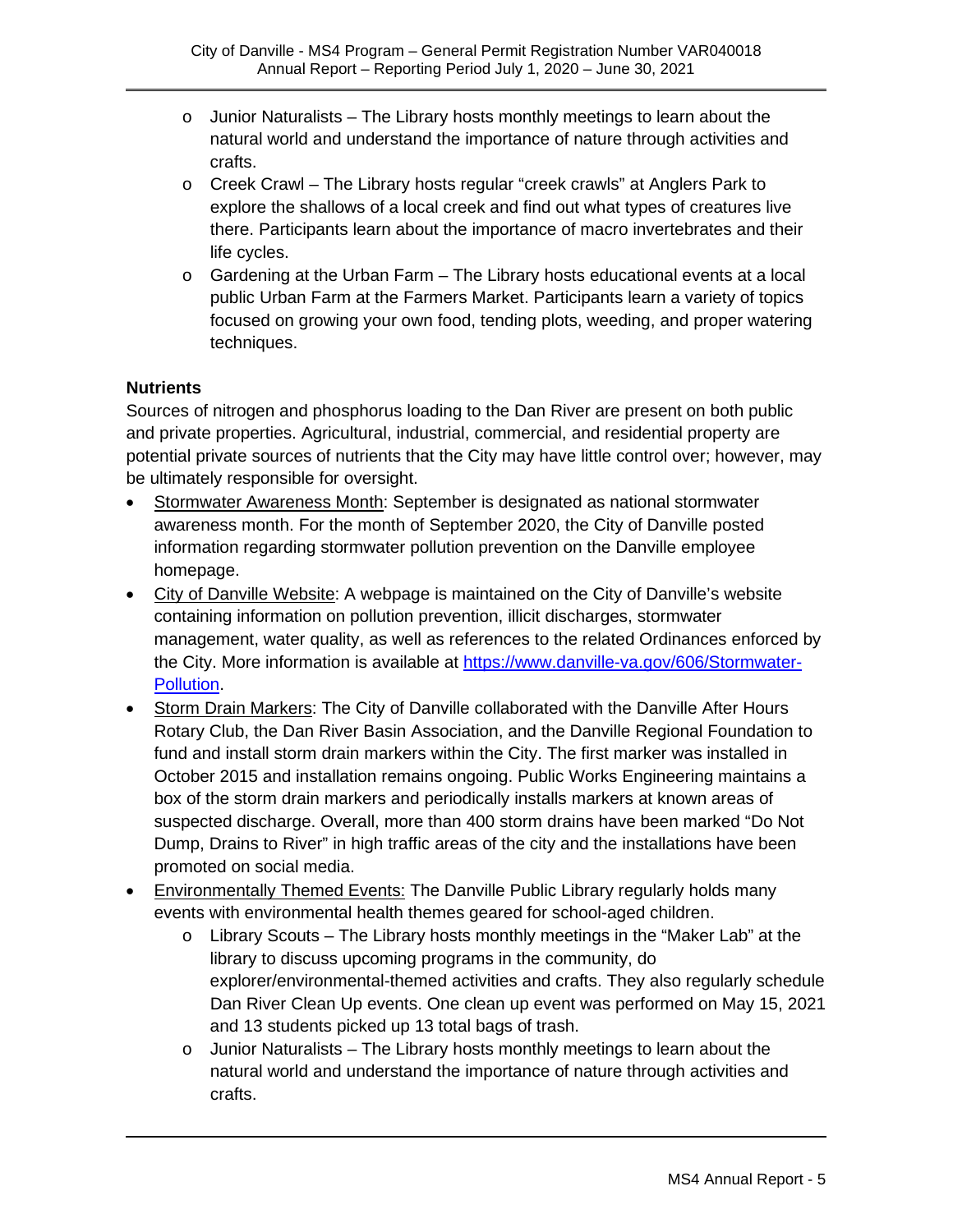- Junior Naturalists – The Library hosts monthly meetings to learn about the natural world and understand the importance of nature through activities and crafts.
- Creek Crawl – The Library hosts regular “creek crawls” at Anglers Park to explore the shallows of a local creek and find out what types of creatures live there. Participants learn about the importance of macro invertebrates and their life cycles.
- Gardening at the Urban Farm – The Library hosts educational events at a local public Urban Farm at the Farmers Market. Participants learn a variety of topics focused on growing your own food, tending plots, weeding, and proper watering techniques.

**Nutrients**

Sources of nitrogen and phosphorus loading to the Dan River are present on both public and private properties. Agricultural, industrial, commercial, and residential property are potential private sources of nutrients that the City may have little control over; however, may be ultimately responsible for oversight.

- Stormwater Awareness Month: September is designated as national stormwater awareness month. For the month of September 2020, the City of Danville posted information regarding stormwater pollution prevention on the Danville employee homepage.
- City of Danville Website: A webpage is maintained on the City of Danville’s website containing information on pollution prevention, illicit discharges, stormwater management, water quality, as well as references to the related Ordinances enforced by the City. More information is available at [https://www.danville-va.gov/606/Stormwater-Pollution](https://www.danville-va.gov/606/Stormwater-Pollution).
- Storm Drain Markers: The City of Danville collaborated with the Danville After Hours Rotary Club, the Dan River Basin Association, and the Danville Regional Foundation to fund and install storm drain markers within the City. The first marker was installed in October 2015 and installation remains ongoing. Public Works Engineering maintains a box of the storm drain markers and periodically installs markers at known areas of suspected discharge. Overall, more than 400 storm drains have been marked “Do Not Dump, Drains to River” in high traffic areas of the city and the installations have been promoted on social media.
- Environmentally Themed Events: The Danville Public Library regularly holds many events with environmental health themes geared for school-aged children.
  - Library Scouts – The Library hosts monthly meetings in the “Maker Lab” at the library to discuss upcoming programs in the community, do explorer/environmental-themed activities and crafts. They also regularly schedule Dan River Clean Up events. One clean up event was performed on May 15, 2021 and 13 students picked up 13 total bags of trash.
  - Junior Naturalists – The Library hosts monthly meetings to learn about the natural world and understand the importance of nature through activities and crafts.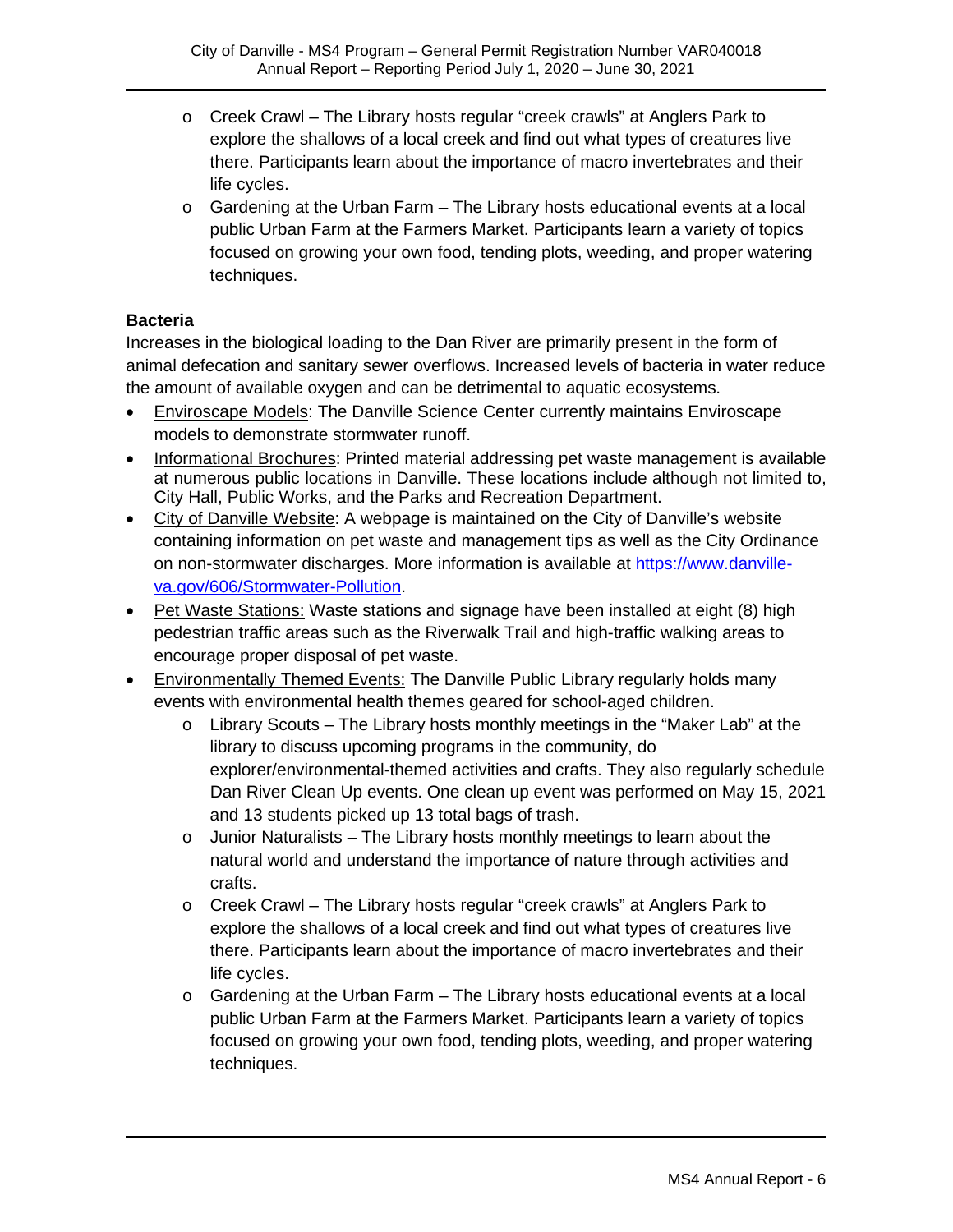- Creek Crawl – The Library hosts regular "creek crawls" at Anglers Park to explore the shallows of a local creek and find out what types of creatures live there. Participants learn about the importance of macro invertebrates and their life cycles.
  - Gardening at the Urban Farm – The Library hosts educational events at a local public Urban Farm at the Farmers Market. Participants learn a variety of topics focused on growing your own food, tending plots, weeding, and proper watering techniques.

**Bacteria**

Increases in the biological loading to the Dan River are primarily present in the form of animal defecation and sanitary sewer overflows. Increased levels of bacteria in water reduce the amount of available oxygen and can be detrimental to aquatic ecosystems.

- Enviroscape Models: The Danville Science Center currently maintains Enviroscape models to demonstrate stormwater runoff.
- Informational Brochures: Printed material addressing pet waste management is available at numerous public locations in Danville. These locations include although not limited to, City Hall, Public Works, and the Parks and Recreation Department.
- City of Danville Website: A webpage is maintained on the City of Danville's website containing information on pet waste and management tips as well as the City Ordinance on non-stormwater discharges. More information is available at [https://www.danville-va.gov/606/Stormwater-Pollution](https://www.danville-va.gov/606/Stormwater-Pollution).
- Pet Waste Stations: Waste stations and signage have been installed at eight (8) high pedestrian traffic areas such as the Riverwalk Trail and high-traffic walking areas to encourage proper disposal of pet waste.
- Environmentally Themed Events: The Danville Public Library regularly holds many events with environmental health themes geared for school-aged children.
  - Library Scouts – The Library hosts monthly meetings in the "Maker Lab" at the library to discuss upcoming programs in the community, do explorer/environmental-themed activities and crafts. They also regularly schedule Dan River Clean Up events. One clean up event was performed on May 15, 2021 and 13 students picked up 13 total bags of trash.
  - Junior Naturalists – The Library hosts monthly meetings to learn about the natural world and understand the importance of nature through activities and crafts.
  - Creek Crawl – The Library hosts regular "creek crawls" at Anglers Park to explore the shallows of a local creek and find out what types of creatures live there. Participants learn about the importance of macro invertebrates and their life cycles.
  - Gardening at the Urban Farm – The Library hosts educational events at a local public Urban Farm at the Farmers Market. Participants learn a variety of topics focused on growing your own food, tending plots, weeding, and proper watering techniques.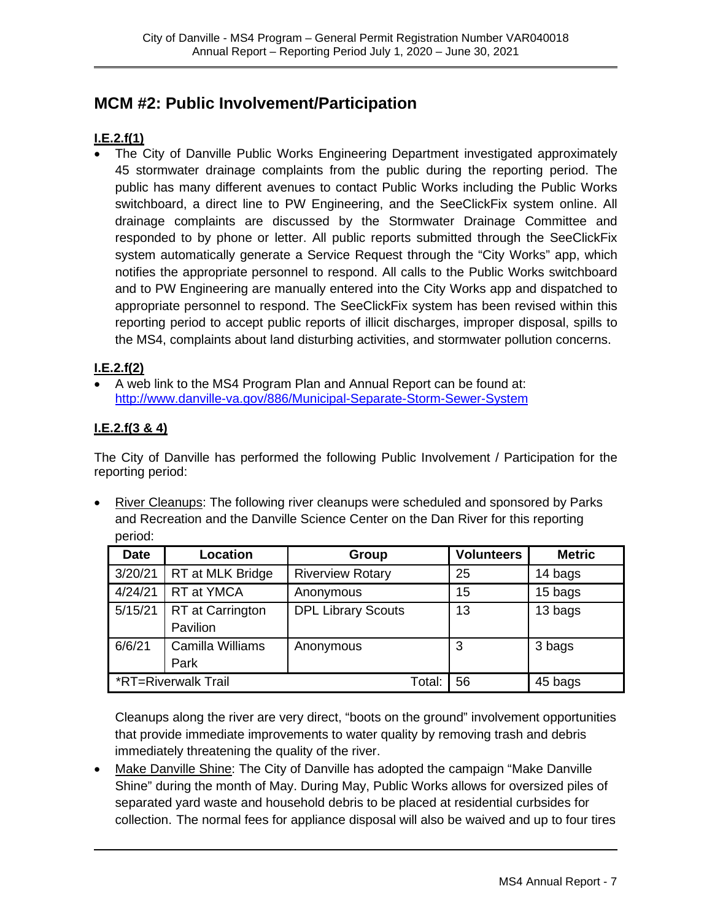## MCM #2: Public Involvement/Participation

**I.E.2.f(1)**

- The City of Danville Public Works Engineering Department investigated approximately 45 stormwater drainage complaints from the public during the reporting period. The public has many different avenues to contact Public Works including the Public Works switchboard, a direct line to PW Engineering, and the SeeClickFix system online. All drainage complaints are discussed by the Stormwater Drainage Committee and responded to by phone or letter. All public reports submitted through the SeeClickFix system automatically generate a Service Request through the "City Works" app, which notifies the appropriate personnel to respond. All calls to the Public Works switchboard and to PW Engineering are manually entered into the City Works app and dispatched to appropriate personnel to respond. The SeeClickFix system has been revised within this reporting period to accept public reports of illicit discharges, improper disposal, spills to the MS4, complaints about land disturbing activities, and stormwater pollution concerns.

**I.E.2.f(2)**

- A web link to the MS4 Program Plan and Annual Report can be found at: http://www.danville-va.gov/886/Municipal-Separate-Storm-Sewer-System

**I.E.2.f(3 & 4)**

The City of Danville has performed the following Public Involvement / Participation for the reporting period:

- River Cleanups: The following river cleanups were scheduled and sponsored by Parks and Recreation and the Danville Science Center on the Dan River for this reporting period:

| Date | Location | Group | Volunteers | Metric |
|---|---|---|---|---|
| 3/20/21 | RT at MLK Bridge | Riverview Rotary | 25 | 14 bags |
| 4/24/21 | RT at YMCA | Anonymous | 15 | 15 bags |
| 5/15/21 | RT at Carrington Pavilion | DPL Library Scouts | 13 | 13 bags |
| 6/6/21 | Camilla Williams Park | Anonymous | 3 | 3 bags |
| *RT=Riverwalk Trail | | Total: | 56 | 45 bags |

Cleanups along the river are very direct, "boots on the ground" involvement opportunities that provide immediate improvements to water quality by removing trash and debris immediately threatening the quality of the river.

- Make Danville Shine: The City of Danville has adopted the campaign "Make Danville Shine" during the month of May. During May, Public Works allows for oversized piles of separated yard waste and household debris to be placed at residential curbsides for collection. The normal fees for appliance disposal will also be waived and up to four tires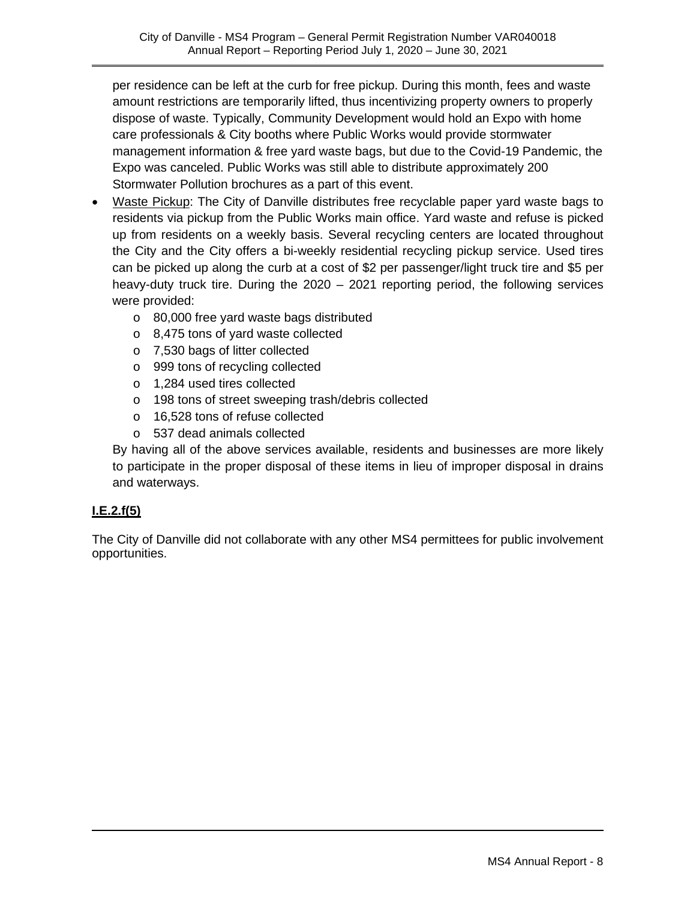per residence can be left at the curb for free pickup. During this month, fees and waste amount restrictions are temporarily lifted, thus incentivizing property owners to properly dispose of waste. Typically, Community Development would hold an Expo with home care professionals & City booths where Public Works would provide stormwater management information & free yard waste bags, but due to the Covid-19 Pandemic, the Expo was canceled. Public Works was still able to distribute approximately 200 Stormwater Pollution brochures as a part of this event.

- Waste Pickup: The City of Danville distributes free recyclable paper yard waste bags to residents via pickup from the Public Works main office. Yard waste and refuse is picked up from residents on a weekly basis. Several recycling centers are located throughout the City and the City offers a bi-weekly residential recycling pickup service. Used tires can be picked up along the curb at a cost of $2 per passenger/light truck tire and $5 per heavy-duty truck tire. During the 2020 – 2021 reporting period, the following services were provided:
  - 80,000 free yard waste bags distributed
  - 8,475 tons of yard waste collected
  - 7,530 bags of litter collected
  - 999 tons of recycling collected
  - 1,284 used tires collected
  - 198 tons of street sweeping trash/debris collected
  - 16,528 tons of refuse collected
  - 537 dead animals collected

  By having all of the above services available, residents and businesses are more likely to participate in the proper disposal of these items in lieu of improper disposal in drains and waterways.

## I.E.2.f(5)

The City of Danville did not collaborate with any other MS4 permittees for public involvement opportunities.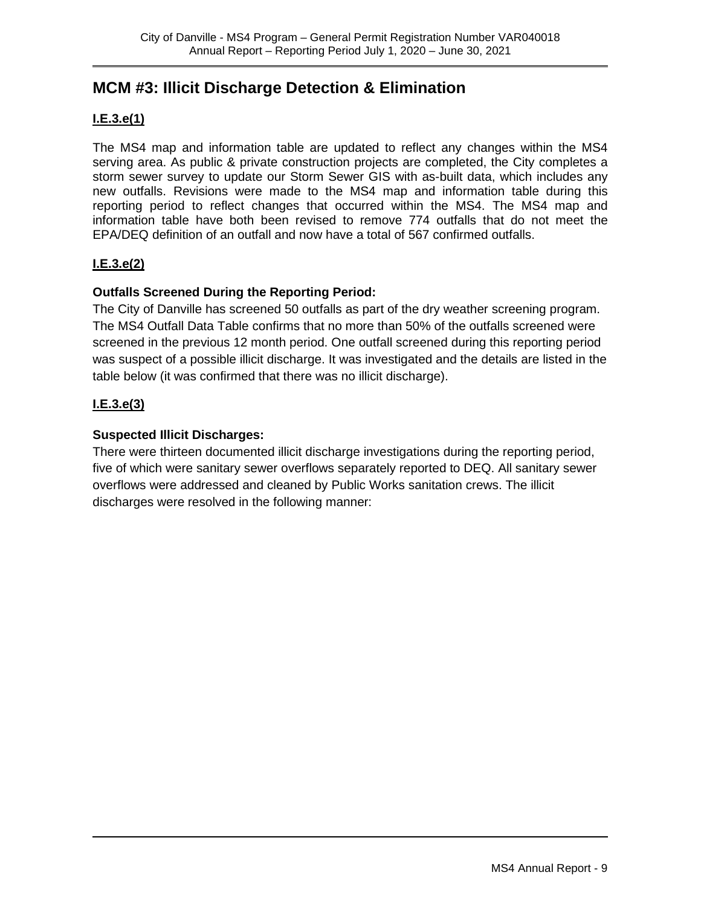## MCM #3: Illicit Discharge Detection & Elimination

### I.E.3.e(1)

The MS4 map and information table are updated to reflect any changes within the MS4 serving area. As public & private construction projects are completed, the City completes a storm sewer survey to update our Storm Sewer GIS with as-built data, which includes any new outfalls. Revisions were made to the MS4 map and information table during this reporting period to reflect changes that occurred within the MS4. The MS4 map and information table have both been revised to remove 774 outfalls that do not meet the EPA/DEQ definition of an outfall and now have a total of 567 confirmed outfalls.

### I.E.3.e(2)

**Outfalls Screened During the Reporting Period:**

The City of Danville has screened 50 outfalls as part of the dry weather screening program. The MS4 Outfall Data Table confirms that no more than 50% of the outfalls screened were screened in the previous 12 month period. One outfall screened during this reporting period was suspect of a possible illicit discharge. It was investigated and the details are listed in the table below (it was confirmed that there was no illicit discharge).

### I.E.3.e(3)

**Suspected Illicit Discharges:**

There were thirteen documented illicit discharge investigations during the reporting period, five of which were sanitary sewer overflows separately reported to DEQ. All sanitary sewer overflows were addressed and cleaned by Public Works sanitation crews. The illicit discharges were resolved in the following manner: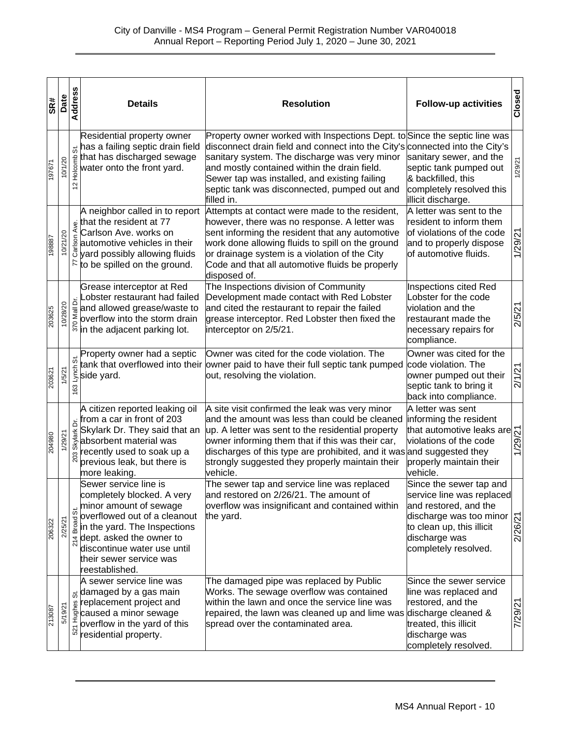| SR# | Date | Address | Details | Resolution | Follow-up activities | Closed |
|---|---|---|---|---|---|---|
| 197671 | 10/1/20 | 12 Holcomb St. | Residential property owner has a failing septic drain field that has discharged sewage water onto the front yard. | Property owner worked with Inspections Dept. to disconnect drain field and connect into the City's sanitary system. The discharge was very minor and mostly contained within the drain field. Sewer tap was installed, and existing failing septic tank was disconnected, pumped out and filled in. | Since the septic line was connected into the City's sanitary sewer, and the septic tank pumped out & backfilled, this completely resolved this illicit discharge. | 1/29/21 |
| 198887 | 10/21/20 | 77 Carlson Ave. | A neighbor called in to report that the resident at 77 Carlson Ave. works on automotive vehicles in their yard possibly allowing fluids to be spilled on the ground. | Attempts at contact were made to the resident, however, there was no response. A letter was sent informing the resident that any automotive work done allowing fluids to spill on the ground or drainage system is a violation of the City Code and that all automotive fluids be properly disposed of. | A letter was sent to the resident to inform them of violations of the code and to properly dispose of automotive fluids. | 1/29/21 |
| 203625 | 10/28/20 | 370 Mall Dr. | Grease interceptor at Red Lobster restaurant had failed and allowed grease/waste to overflow into the storm drain in the adjacent parking lot. | The Inspections division of Community Development made contact with Red Lobster and cited the restaurant to repair the failed grease interceptor. Red Lobster then fixed the interceptor on 2/5/21. | Inspections cited Red Lobster for the code violation and the restaurant made the necessary repairs for compliance. | 2/5/21 |
| 203621 | 1/5/21 | 163 Lynch St. | Property owner had a septic tank that overflowed into their side yard. | Owner was cited for the code violation. The owner paid to have their full septic tank pumped out, resolving the violation. | Owner was cited for the code violation. The owner pumped out their septic tank to bring it back into compliance. | 2/1/21 |
| 204980 | 1/29/21 | 203 Skylark Dr. | A citizen reported leaking oil from a car in front of 203 Skylark Dr. They said that an absorbent material was recently used to soak up a previous leak, but there is more leaking. | A site visit confirmed the leak was very minor and the amount was less than could be cleaned up. A letter was sent to the residential property owner informing them that if this was their car, discharges of this type are prohibited, and it was strongly suggested they properly maintain their vehicle. | A letter was sent informing the resident that automotive leaks are violations of the code and suggested they properly maintain their vehicle. | 1/29/21 |
| 206322 | 2/25/21 | 214 Broad St. | Sewer service line is completely blocked. A very minor amount of sewage overflowed out of a cleanout in the yard. The Inspections dept. asked the owner to discontinue water use until their sewer service was reestablished. | The sewer tap and service line was replaced and restored on 2/26/21. The amount of overflow was insignificant and contained within the yard. | Since the sewer tap and service line was replaced and restored, and the discharge was too minor to clean up, this illicit discharge was completely resolved. | 2/26/21 |
| 213087 | 5/19/21 | 521 Hughes St. | A sewer service line was damaged by a gas main replacement project and caused a minor sewage overflow in the yard of this residential property. | The damaged pipe was replaced by Public Works. The sewage overflow was contained within the lawn and once the service line was repaired, the lawn was cleaned up and lime was spread over the contaminated area. | Since the sewer service line was replaced and restored, and the discharge cleaned & treated, this illicit discharge was completely resolved. | 7/29/21 |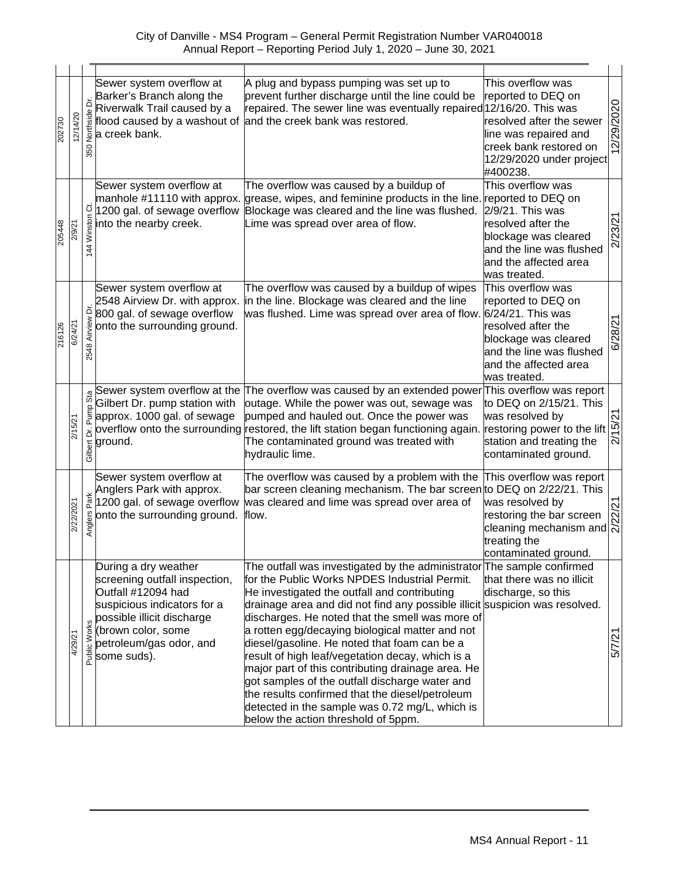| | | | | | | |
|---|---|---|---|---|---|---|
| 202730 | 12/14/20 | 350 Northside Dr. | Sewer system overflow at Barker's Branch along the Riverwalk Trail caused by a flood caused by a washout of a creek bank. | A plug and bypass pumping was set up to prevent further discharge until the line could be repaired. The sewer line was eventually repaired and the creek bank was restored. | This overflow was reported to DEQ on 12/16/20. This was resolved after the sewer line was repaired and creek bank restored on 12/29/2020 under project #400238. | 12/29/2020 |
| 205448 | 2/9/21 | 144 Winston Ct. | Sewer system overflow at manhole #11110 with approx. 1200 gal. of sewage overflow into the nearby creek. | The overflow was caused by a buildup of grease, wipes, and feminine products in the line. Blockage was cleared and the line was flushed. Lime was spread over area of flow. | This overflow was reported to DEQ on 2/9/21. This was resolved after the blockage was cleared and the line was flushed and the affected area was treated. | 2/23/21 |
| 216126 | 6/24/21 | 2548 Airview Dr. | Sewer system overflow at 2548 Airview Dr. with approx. 800 gal. of sewage overflow onto the surrounding ground. | The overflow was caused by a buildup of wipes in the line. Blockage was cleared and the line was flushed. Lime was spread over area of flow. | This overflow was reported to DEQ on 6/24/21. This was resolved after the blockage was cleared and the line was flushed and the affected area was treated. | 6/28/21 |
| | 2/15/21 | Gilbert Dr. Pump Sta | Sewer system overflow at the Gilbert Dr. pump station with approx. 1000 gal. of sewage overflow onto the surrounding ground. | The overflow was caused by an extended power outage. While the power was out, sewage was pumped and hauled out. Once the power was restored, the lift station began functioning again. The contaminated ground was treated with hydraulic lime. | This overflow was report to DEQ on 2/15/21. This was resolved by restoring power to the lift station and treating the contaminated ground. | 2/15/21 |
| | 2/22/2021 | Anglers Park | Sewer system overflow at Anglers Park with approx. 1200 gal. of sewage overflow onto the surrounding ground. | The overflow was caused by a problem with the bar screen cleaning mechanism. The bar screen was cleared and lime was spread over area of flow. | This overflow was report to DEQ on 2/22/21. This was resolved by restoring the bar screen cleaning mechanism and treating the contaminated ground. | 2/22/21 |
| | 4/29/21 | Public Works | During a dry weather screening outfall inspection, Outfall #12094 had suspicious indicators for a possible illicit discharge (brown color, some petroleum/gas odor, and some suds). | The outfall was investigated by the administrator for the Public Works NPDES Industrial Permit. He investigated the outfall and contributing drainage area and did not find any possible illicit discharges. He noted that the smell was more of a rotten egg/decaying biological matter and not diesel/gasoline. He noted that foam can be a result of high leaf/vegetation decay, which is a major part of this contributing drainage area. He got samples of the outfall discharge water and the results confirmed that the diesel/petroleum detected in the sample was 0.72 mg/L, which is below the action threshold of 5ppm. | The sample confirmed that there was no illicit discharge, so this suspicion was resolved. | 5/7/21 |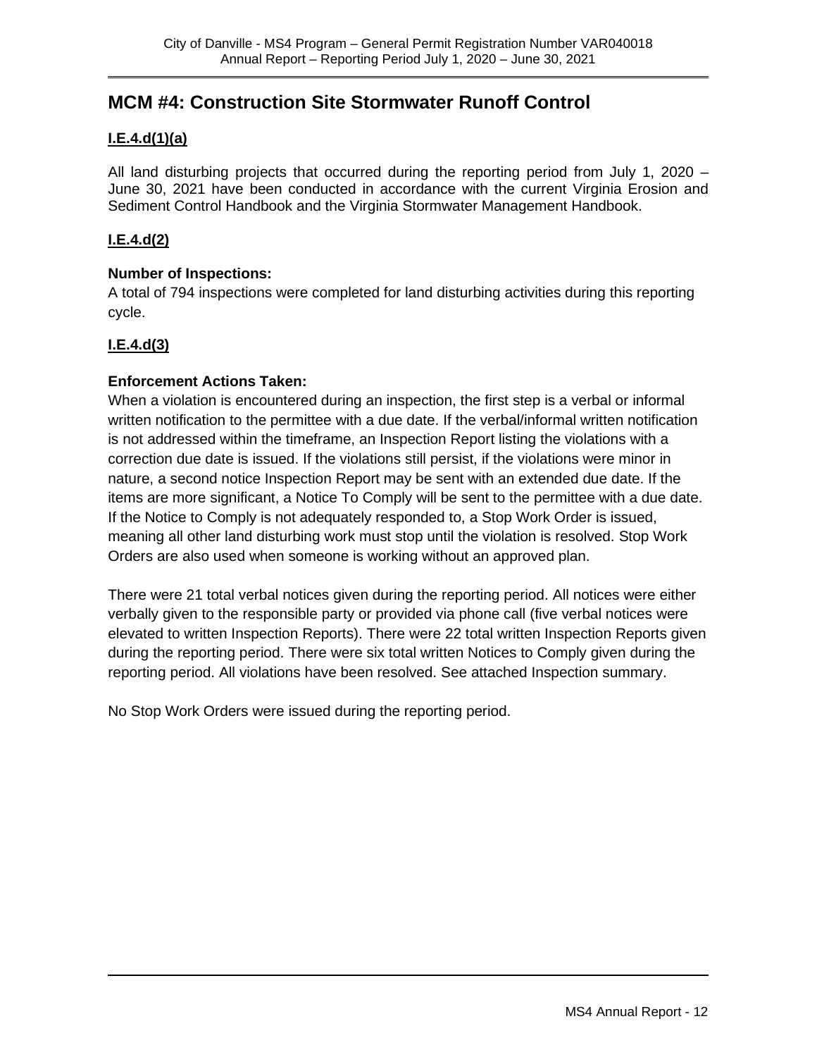## MCM #4: Construction Site Stormwater Runoff Control

### I.E.4.d(1)(a)

All land disturbing projects that occurred during the reporting period from July 1, 2020 – June 30, 2021 have been conducted in accordance with the current Virginia Erosion and Sediment Control Handbook and the Virginia Stormwater Management Handbook.

### I.E.4.d(2)

**Number of Inspections:**
A total of 794 inspections were completed for land disturbing activities during this reporting cycle.

### I.E.4.d(3)

**Enforcement Actions Taken:**
When a violation is encountered during an inspection, the first step is a verbal or informal written notification to the permittee with a due date. If the verbal/informal written notification is not addressed within the timeframe, an Inspection Report listing the violations with a correction due date is issued. If the violations still persist, if the violations were minor in nature, a second notice Inspection Report may be sent with an extended due date. If the items are more significant, a Notice To Comply will be sent to the permittee with a due date. If the Notice to Comply is not adequately responded to, a Stop Work Order is issued, meaning all other land disturbing work must stop until the violation is resolved. Stop Work Orders are also used when someone is working without an approved plan.

There were 21 total verbal notices given during the reporting period. All notices were either verbally given to the responsible party or provided via phone call (five verbal notices were elevated to written Inspection Reports). There were 22 total written Inspection Reports given during the reporting period. There were six total written Notices to Comply given during the reporting period. All violations have been resolved. See attached Inspection summary.

No Stop Work Orders were issued during the reporting period.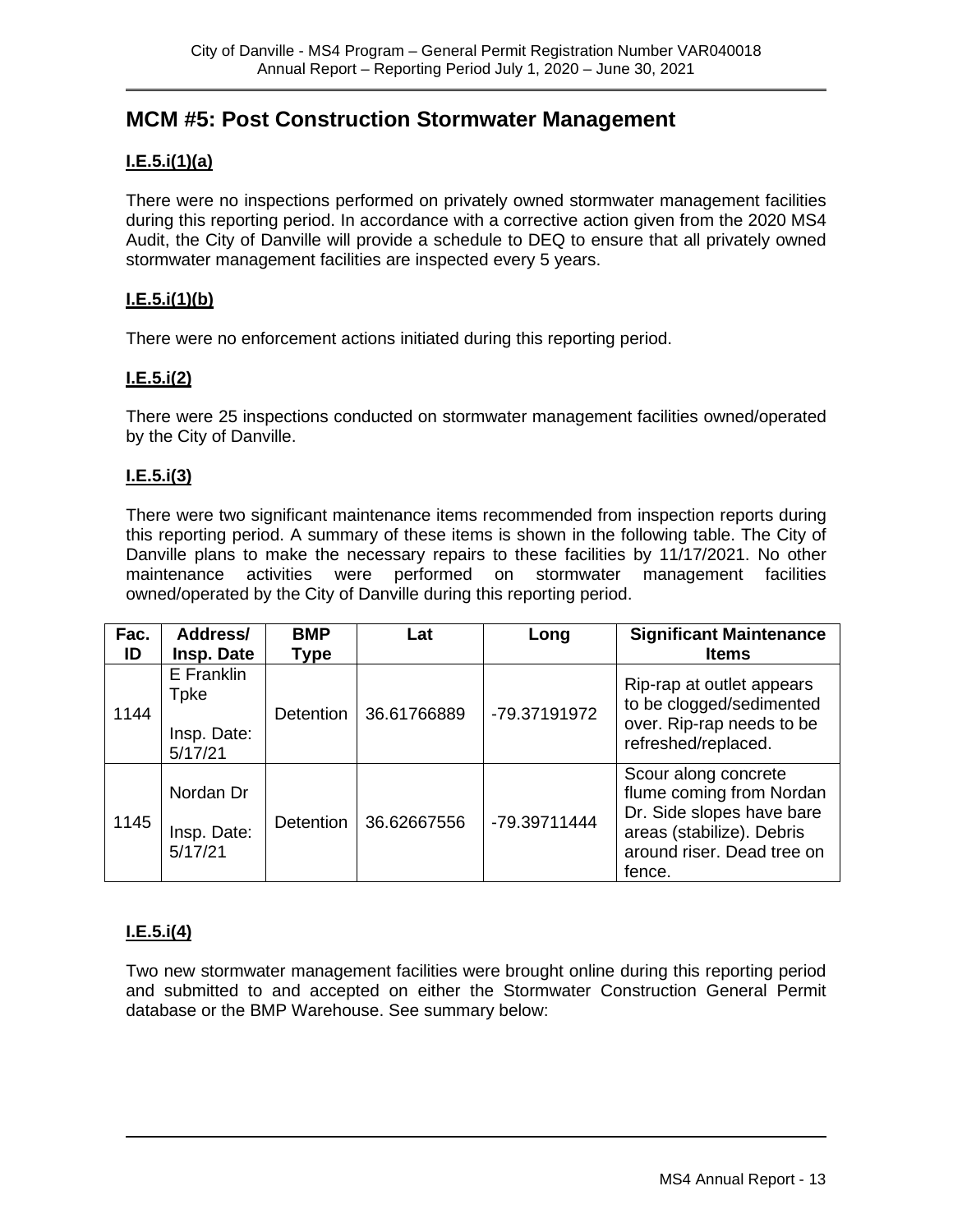## MCM #5: Post Construction Stormwater Management

### I.E.5.i(1)(a)

There were no inspections performed on privately owned stormwater management facilities during this reporting period. In accordance with a corrective action given from the 2020 MS4 Audit, the City of Danville will provide a schedule to DEQ to ensure that all privately owned stormwater management facilities are inspected every 5 years.

### I.E.5.i(1)(b)

There were no enforcement actions initiated during this reporting period.

### I.E.5.i(2)

There were 25 inspections conducted on stormwater management facilities owned/operated by the City of Danville.

### I.E.5.i(3)

There were two significant maintenance items recommended from inspection reports during this reporting period. A summary of these items is shown in the following table. The City of Danville plans to make the necessary repairs to these facilities by 11/17/2021. No other maintenance activities were performed on stormwater management facilities owned/operated by the City of Danville during this reporting period.

| Fac. ID | Address/ Insp. Date | BMP Type | Lat | Long | Significant Maintenance Items |
|---|---|---|---|---|---|
| 1144 | E Franklin Tpke<br><br>Insp. Date: 5/17/21 | Detention | 36.61766889 | -79.37191972 | Rip-rap at outlet appears to be clogged/sedimented over. Rip-rap needs to be refreshed/replaced. |
| 1145 | Nordan Dr<br><br>Insp. Date: 5/17/21 | Detention | 36.62667556 | -79.39711444 | Scour along concrete flume coming from Nordan Dr. Side slopes have bare areas (stabilize). Debris around riser. Dead tree on fence. |

### I.E.5.i(4)

Two new stormwater management facilities were brought online during this reporting period and submitted to and accepted on either the Stormwater Construction General Permit database or the BMP Warehouse. See summary below: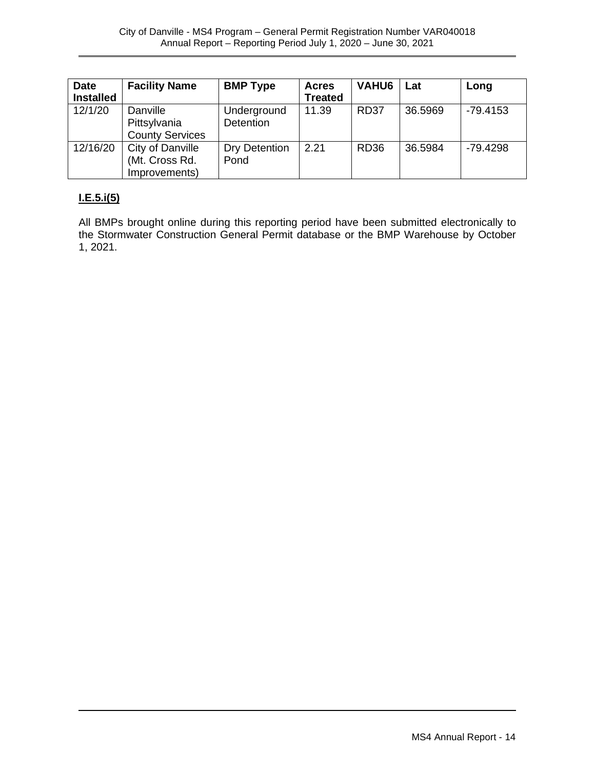| Date Installed | Facility Name | BMP Type | Acres Treated | VAHU6 | Lat | Long |
|---|---|---|---|---|---|---|
| 12/1/20 | Danville Pittsylvania County Services | Underground Detention | 11.39 | RD37 | 36.5969 | -79.4153 |
| 12/16/20 | City of Danville (Mt. Cross Rd. Improvements) | Dry Detention Pond | 2.21 | RD36 | 36.5984 | -79.4298 |

**I.E.5.i(5)**

All BMPs brought online during this reporting period have been submitted electronically to the Stormwater Construction General Permit database or the BMP Warehouse by October 1, 2021.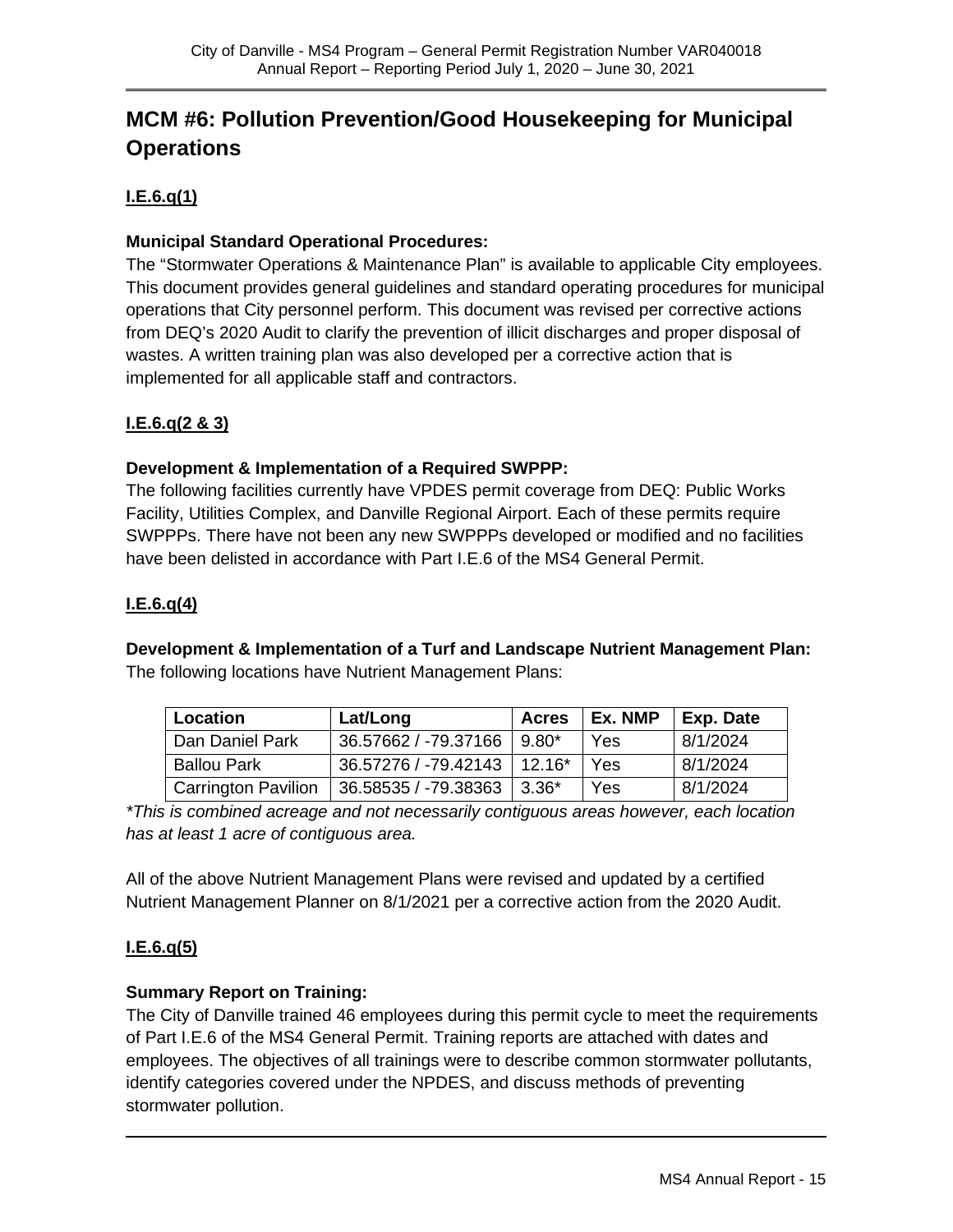# MCM #6: Pollution Prevention/Good Housekeeping for Municipal Operations

**I.E.6.q(1)**

**Municipal Standard Operational Procedures:**
The "Stormwater Operations & Maintenance Plan" is available to applicable City employees. This document provides general guidelines and standard operating procedures for municipal operations that City personnel perform. This document was revised per corrective actions from DEQ's 2020 Audit to clarify the prevention of illicit discharges and proper disposal of wastes. A written training plan was also developed per a corrective action that is implemented for all applicable staff and contractors.

**I.E.6.q(2 & 3)**

**Development & Implementation of a Required SWPPP:**
The following facilities currently have VPDES permit coverage from DEQ: Public Works Facility, Utilities Complex, and Danville Regional Airport. Each of these permits require SWPPPs. There have not been any new SWPPPs developed or modified and no facilities have been delisted in accordance with Part I.E.6 of the MS4 General Permit.

**I.E.6.q(4)**

**Development & Implementation of a Turf and Landscape Nutrient Management Plan:**
The following locations have Nutrient Management Plans:

| Location | Lat/Long | Acres | Ex. NMP | Exp. Date |
|---|---|---|---|---|
| Dan Daniel Park | 36.57662 / -79.37166 | 9.80* | Yes | 8/1/2024 |
| Ballou Park | 36.57276 / -79.42143 | 12.16* | Yes | 8/1/2024 |
| Carrington Pavilion | 36.58535 / -79.38363 | 3.36* | Yes | 8/1/2024 |

*\*This is combined acreage and not necessarily contiguous areas however, each location has at least 1 acre of contiguous area.*

All of the above Nutrient Management Plans were revised and updated by a certified Nutrient Management Planner on 8/1/2021 per a corrective action from the 2020 Audit.

**I.E.6.q(5)**

**Summary Report on Training:**
The City of Danville trained 46 employees during this permit cycle to meet the requirements of Part I.E.6 of the MS4 General Permit. Training reports are attached with dates and employees. The objectives of all trainings were to describe common stormwater pollutants, identify categories covered under the NPDES, and discuss methods of preventing stormwater pollution.